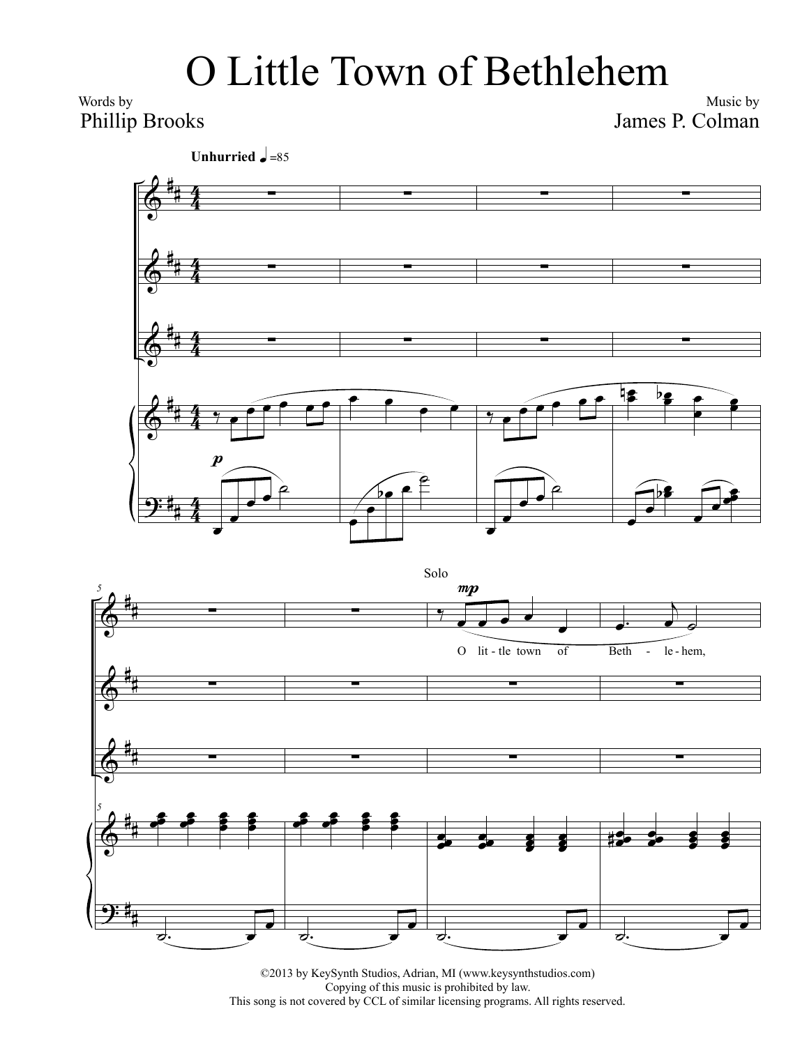# O Little Town of Bethlehem

Words by
Phillip Brooks

Music by
James P. Colman

©2013 by KeySynth Studios, Adrian, MI (www.keysynthstudios.com)
Copying of this music is prohibited by law.
This song is not covered by CCL of similar licensing programs. All rights reserved.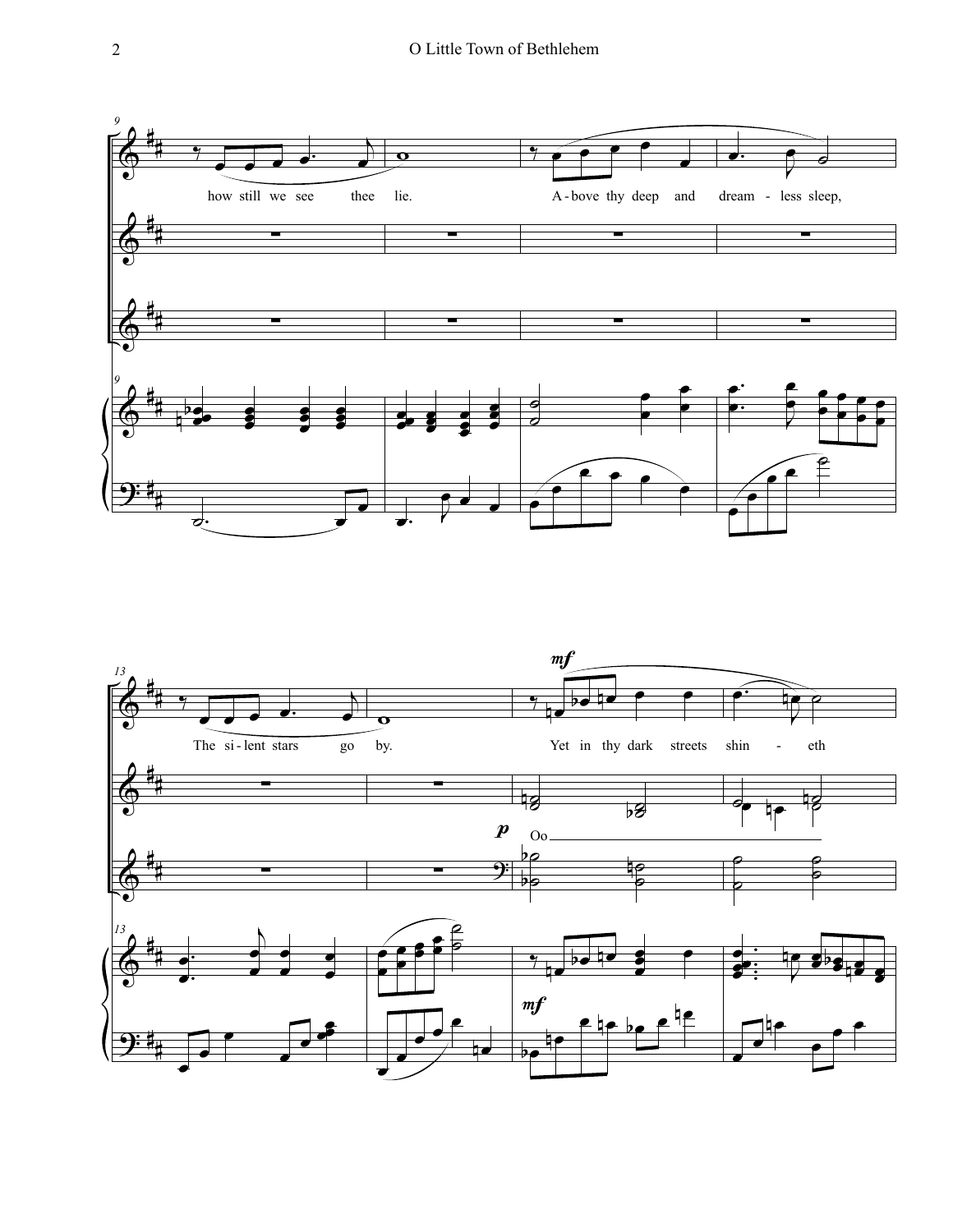how still we see thee lie. A-bove thy deep and dream - less sleep,

The si-lent stars go by. Yet in thy dark streets shin - eth

Oo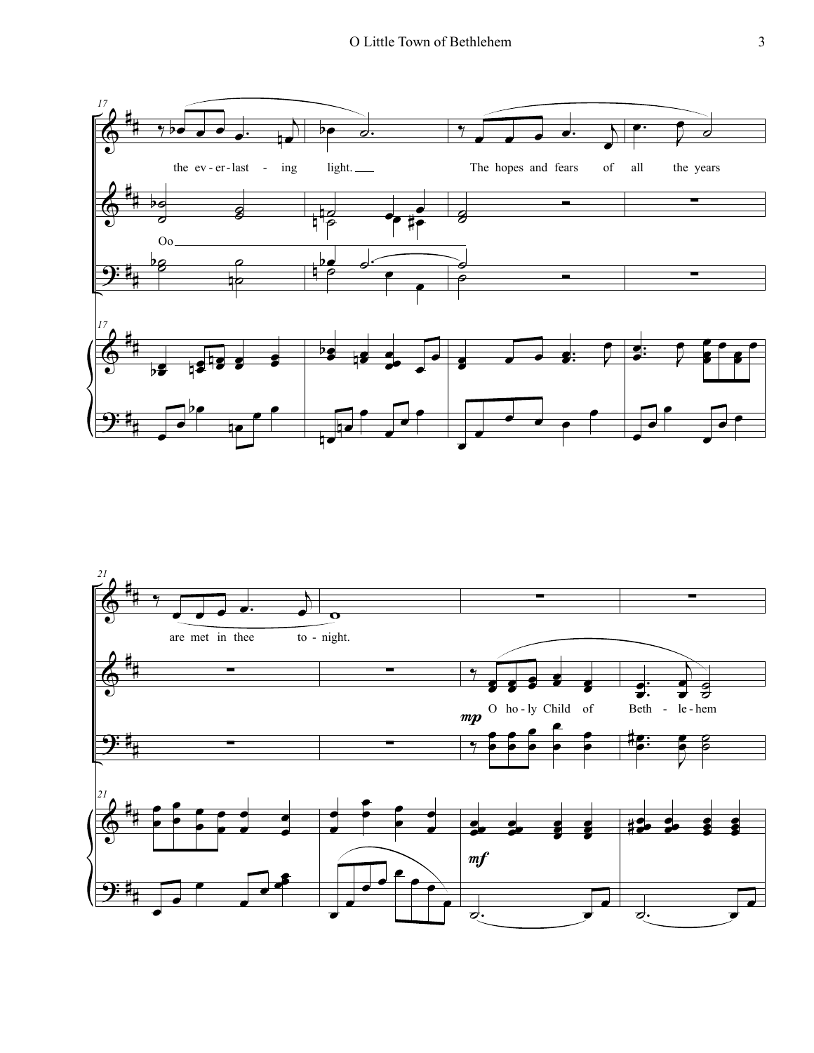the ev - er - last - ing light. The hopes and fears of all the years

are met in thee to - night.

Oo

*mp*

O ho - ly Child of Beth - le - hem

*mf*